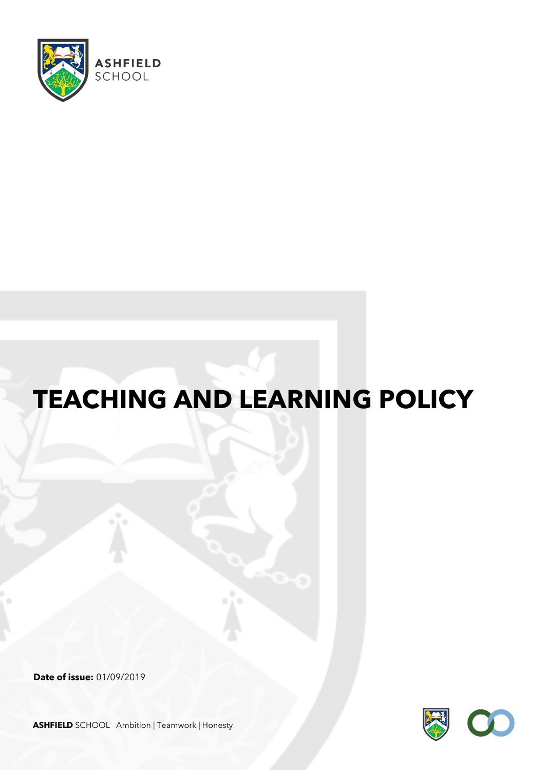ASHFIELD SCHOOL

# TEACHING AND LEARNING POLICY

**Date of issue:** 01/09/2019

**ASHFIELD** SCHOOL Ambition | Teamwork | Honesty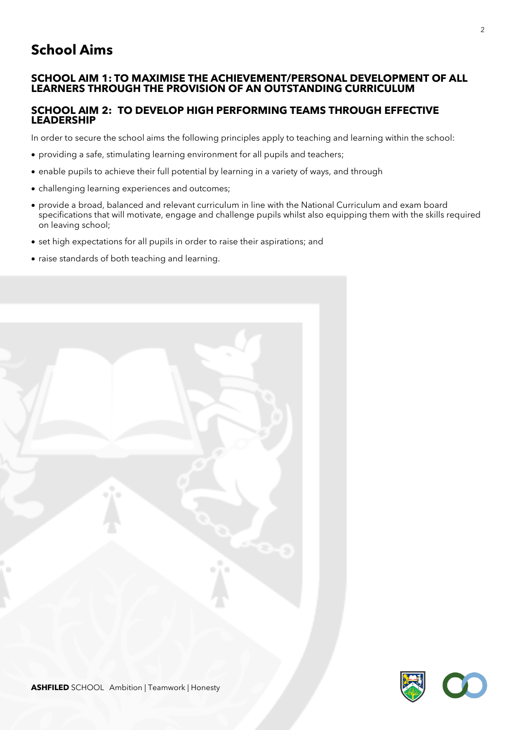# School Aims

### SCHOOL AIM 1: TO MAXIMISE THE ACHIEVEMENT/PERSONAL DEVELOPMENT OF ALL LEARNERS THROUGH THE PROVISION OF AN OUTSTANDING CURRICULUM

### SCHOOL AIM 2: TO DEVELOP HIGH PERFORMING TEAMS THROUGH EFFECTIVE LEADERSHIP

In order to secure the school aims the following principles apply to teaching and learning within the school:

- providing a safe, stimulating learning environment for all pupils and teachers;
- enable pupils to achieve their full potential by learning in a variety of ways, and through
- challenging learning experiences and outcomes;
- provide a broad, balanced and relevant curriculum in line with the National Curriculum and exam board specifications that will motivate, engage and challenge pupils whilst also equipping them with the skills required on leaving school;
- set high expectations for all pupils in order to raise their aspirations; and
- raise standards of both teaching and learning.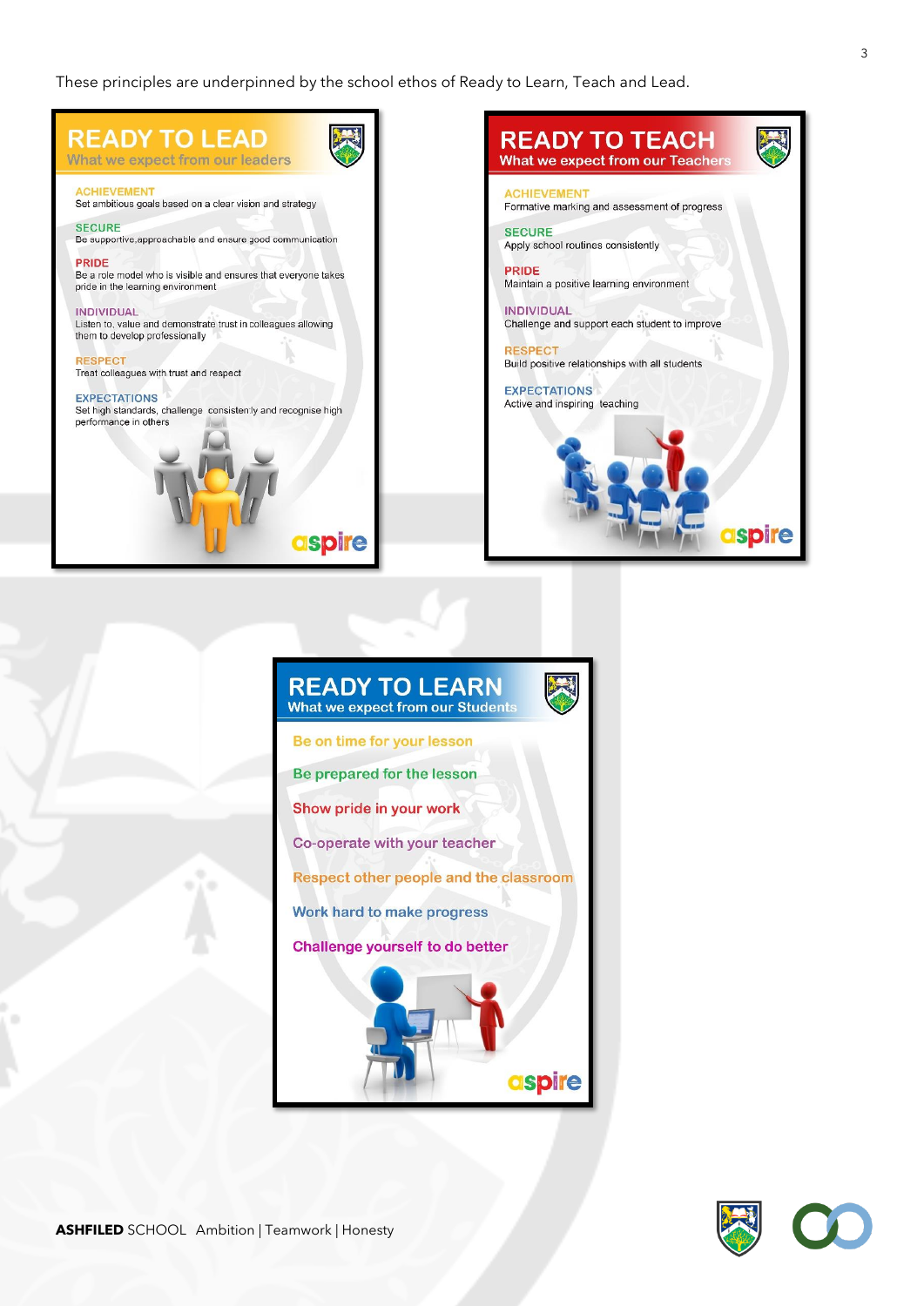These principles are underpinned by the school ethos of Ready to Learn, Teach and Lead.

## READY TO LEAD
**What we expect from our leaders**

**ACHIEVEMENT**
Set ambitious goals based on a clear vision and strategy

**SECURE**
Be supportive,approachable and ensure good communication

**PRIDE**
Be a role model who is visible and ensures that everyone takes pride in the learning environment

**INDIVIDUAL**
Listen to, value and demonstrate trust in colleagues allowing them to develop professionally

**RESPECT**
Treat colleagues with trust and respect

**EXPECTATIONS**
Set high standards, challenge consistently and recognise high performance in others

aspire

## READY TO TEACH
**What we expect from our Teachers**

**ACHIEVEMENT**
Formative marking and assessment of progress

**SECURE**
Apply school routines consistently

**PRIDE**
Maintain a positive learning environment

**INDIVIDUAL**
Challenge and support each student to improve

**RESPECT**
Build positive relationships with all students

**EXPECTATIONS**
Active and inspiring teaching

aspire

## READY TO LEARN
**What we expect from our Students**

- Be on time for your lesson
- Be prepared for the lesson
- Show pride in your work
- Co-operate with your teacher
- Respect other people and the classroom
- Work hard to make progress
- Challenge yourself to do better

aspire

**ASHFILED** SCHOOL Ambition | Teamwork | Honesty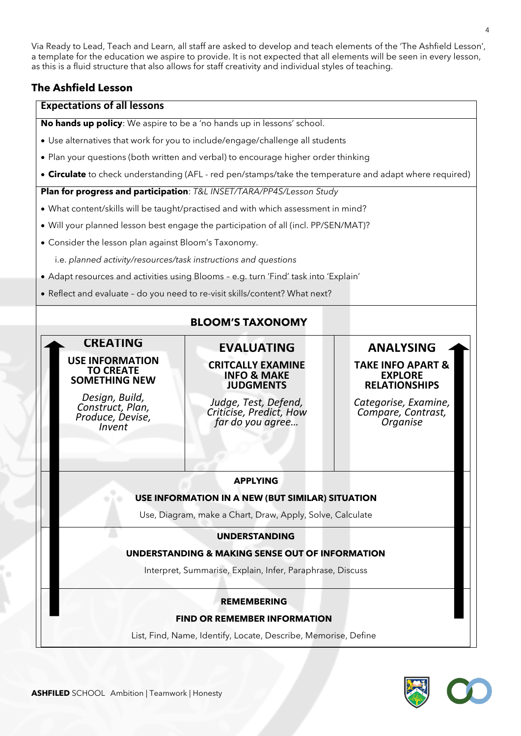Via Ready to Lead, Teach and Learn, all staff are asked to develop and teach elements of the 'The Ashfield Lesson', a template for the education we aspire to provide. It is not expected that all elements will be seen in every lesson, as this is a fluid structure that also allows for staff creativity and individual styles of teaching.

## The Ashfield Lesson

### Expectations of all lessons

**No hands up policy**: We aspire to be a 'no hands up in lessons' school.

- Use alternatives that work for you to include/engage/challenge all students
- Plan your questions (both written and verbal) to encourage higher order thinking
- **Circulate** to check understanding (AFL - red pen/stamps/take the temperature and adapt where required)

**Plan for progress and participation**: *T&L INSET/TARA/PP4S/Lesson Study*

- What content/skills will be taught/practised and with which assessment in mind?
- Will your planned lesson best engage the participation of all (incl. PP/SEN/MAT)?
- Consider the lesson plan against Bloom's Taxonomy.

  i.e. *planned activity/resources/task instructions and questions*
- Adapt resources and activities using Blooms – e.g. turn 'Find' task into 'Explain'
- Reflect and evaluate – do you need to re-visit skills/content? What next?

### BLOOM'S TAXONOMY

| CREATING | EVALUATING | ANALYSING |
| --- | --- | --- |
| **USE INFORMATION TO CREATE SOMETHING NEW** | **CRITCALLY EXAMINE INFO & MAKE JUDGMENTS** | **TAKE INFO APART & EXPLORE RELATIONSHIPS** |
| *Design, Build, Construct, Plan, Produce, Devise, Invent* | *Judge, Test, Defend, Criticise, Predict, How far do you agree…* | *Categorise, Examine, Compare, Contrast, Organise* |

**APPLYING**

**USE INFORMATION IN A NEW (BUT SIMILAR) SITUATION**

Use, Diagram, make a Chart, Draw, Apply, Solve, Calculate

**UNDERSTANDING**

**UNDERSTANDING & MAKING SENSE OUT OF INFORMATION**

Interpret, Summarise, Explain, Infer, Paraphrase, Discuss

**REMEMBERING**

**FIND OR REMEMBER INFORMATION**

List, Find, Name, Identify, Locate, Describe, Memorise, Define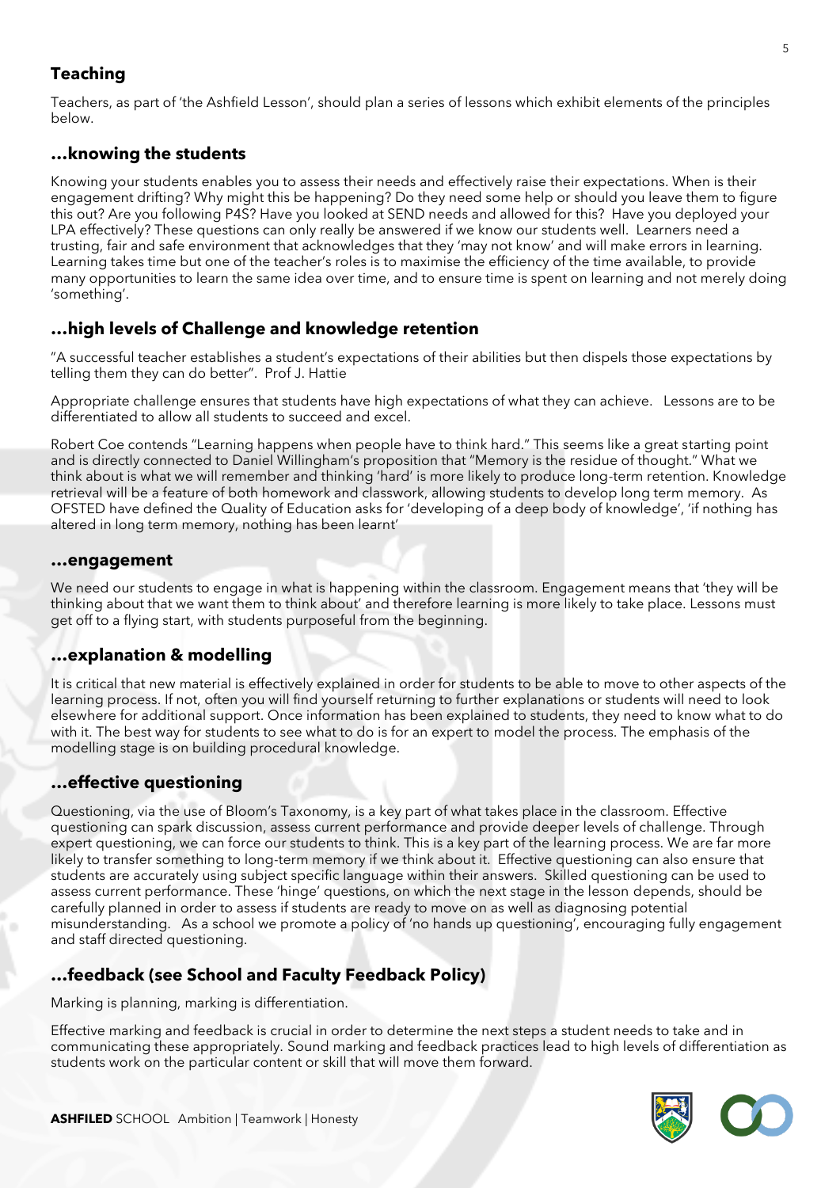## Teaching

Teachers, as part of 'the Ashfield Lesson', should plan a series of lessons which exhibit elements of the principles below.

### …knowing the students

Knowing your students enables you to assess their needs and effectively raise their expectations. When is their engagement drifting? Why might this be happening? Do they need some help or should you leave them to figure this out? Are you following P4S? Have you looked at SEND needs and allowed for this? Have you deployed your LPA effectively? These questions can only really be answered if we know our students well. Learners need a trusting, fair and safe environment that acknowledges that they 'may not know' and will make errors in learning. Learning takes time but one of the teacher's roles is to maximise the efficiency of the time available, to provide many opportunities to learn the same idea over time, and to ensure time is spent on learning and not merely doing 'something'.

### …high levels of Challenge and knowledge retention

"A successful teacher establishes a student's expectations of their abilities but then dispels those expectations by telling them they can do better". Prof J. Hattie

Appropriate challenge ensures that students have high expectations of what they can achieve. Lessons are to be differentiated to allow all students to succeed and excel.

Robert Coe contends "Learning happens when people have to think hard." This seems like a great starting point and is directly connected to Daniel Willingham's proposition that "Memory is the residue of thought." What we think about is what we will remember and thinking 'hard' is more likely to produce long-term retention. Knowledge retrieval will be a feature of both homework and classwork, allowing students to develop long term memory. As OFSTED have defined the Quality of Education asks for 'developing of a deep body of knowledge', 'if nothing has altered in long term memory, nothing has been learnt'

### …engagement

We need our students to engage in what is happening within the classroom. Engagement means that 'they will be thinking about that we want them to think about' and therefore learning is more likely to take place. Lessons must get off to a flying start, with students purposeful from the beginning.

### …explanation & modelling

It is critical that new material is effectively explained in order for students to be able to move to other aspects of the learning process. If not, often you will find yourself returning to further explanations or students will need to look elsewhere for additional support. Once information has been explained to students, they need to know what to do with it. The best way for students to see what to do is for an expert to model the process. The emphasis of the modelling stage is on building procedural knowledge.

### …effective questioning

Questioning, via the use of Bloom's Taxonomy, is a key part of what takes place in the classroom. Effective questioning can spark discussion, assess current performance and provide deeper levels of challenge. Through expert questioning, we can force our students to think. This is a key part of the learning process. We are far more likely to transfer something to long-term memory if we think about it. Effective questioning can also ensure that students are accurately using subject specific language within their answers. Skilled questioning can be used to assess current performance. These 'hinge' questions, on which the next stage in the lesson depends, should be carefully planned in order to assess if students are ready to move on as well as diagnosing potential misunderstanding. As a school we promote a policy of 'no hands up questioning', encouraging fully engagement and staff directed questioning.

### …feedback (see School and Faculty Feedback Policy)

Marking is planning, marking is differentiation.

Effective marking and feedback is crucial in order to determine the next steps a student needs to take and in communicating these appropriately. Sound marking and feedback practices lead to high levels of differentiation as students work on the particular content or skill that will move them forward.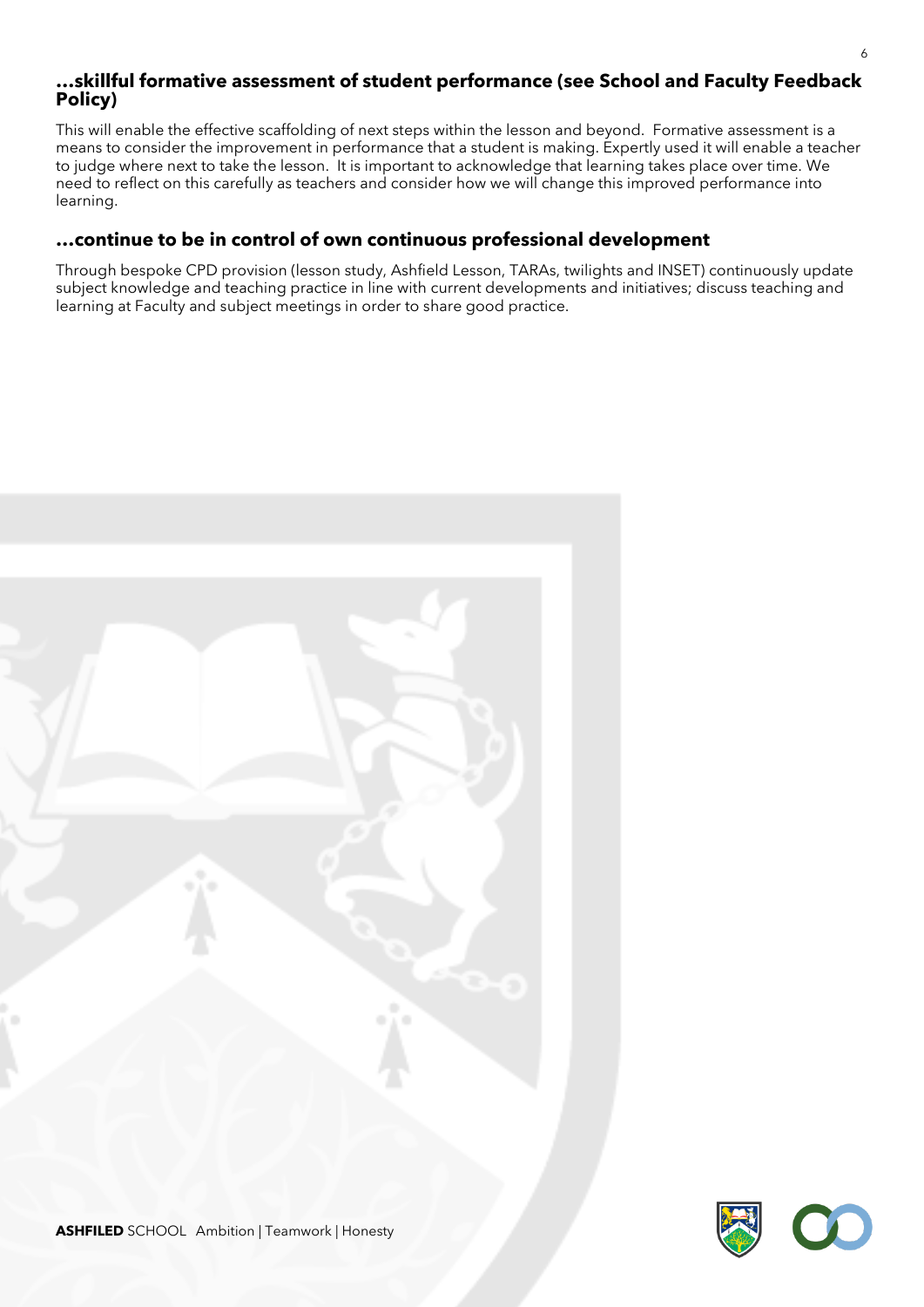### …skillful formative assessment of student performance (see School and Faculty Feedback Policy)

This will enable the effective scaffolding of next steps within the lesson and beyond. Formative assessment is a means to consider the improvement in performance that a student is making. Expertly used it will enable a teacher to judge where next to take the lesson. It is important to acknowledge that learning takes place over time. We need to reflect on this carefully as teachers and consider how we will change this improved performance into learning.

### …continue to be in control of own continuous professional development

Through bespoke CPD provision (lesson study, Ashfield Lesson, TARAs, twilights and INSET) continuously update subject knowledge and teaching practice in line with current developments and initiatives; discuss teaching and learning at Faculty and subject meetings in order to share good practice.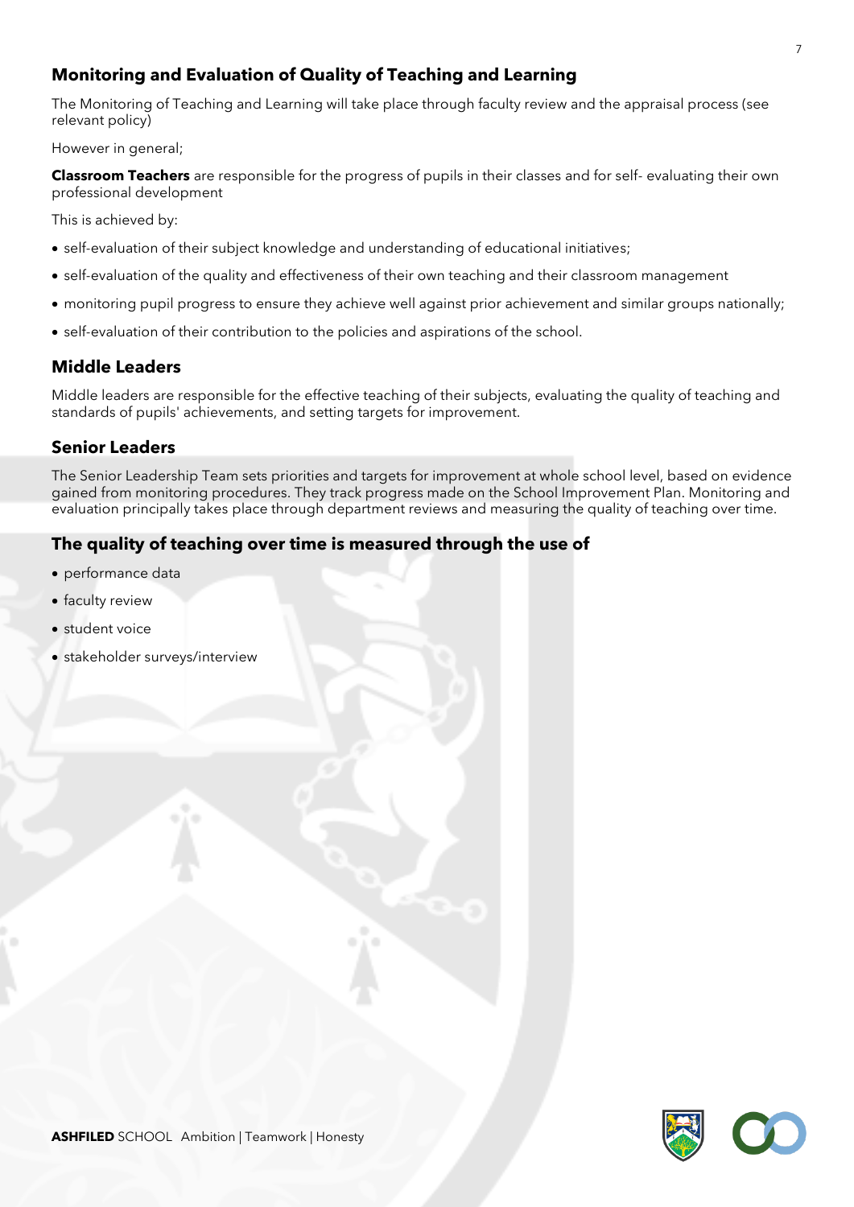## Monitoring and Evaluation of Quality of Teaching and Learning

The Monitoring of Teaching and Learning will take place through faculty review and the appraisal process (see relevant policy)

However in general;

**Classroom Teachers** are responsible for the progress of pupils in their classes and for self- evaluating their own professional development

This is achieved by:

- self-evaluation of their subject knowledge and understanding of educational initiatives;
- self-evaluation of the quality and effectiveness of their own teaching and their classroom management
- monitoring pupil progress to ensure they achieve well against prior achievement and similar groups nationally;
- self-evaluation of their contribution to the policies and aspirations of the school.

## Middle Leaders

Middle leaders are responsible for the effective teaching of their subjects, evaluating the quality of teaching and standards of pupils' achievements, and setting targets for improvement.

## Senior Leaders

The Senior Leadership Team sets priorities and targets for improvement at whole school level, based on evidence gained from monitoring procedures. They track progress made on the School Improvement Plan. Monitoring and evaluation principally takes place through department reviews and measuring the quality of teaching over time.

## The quality of teaching over time is measured through the use of

- performance data
- faculty review
- student voice
- stakeholder surveys/interview